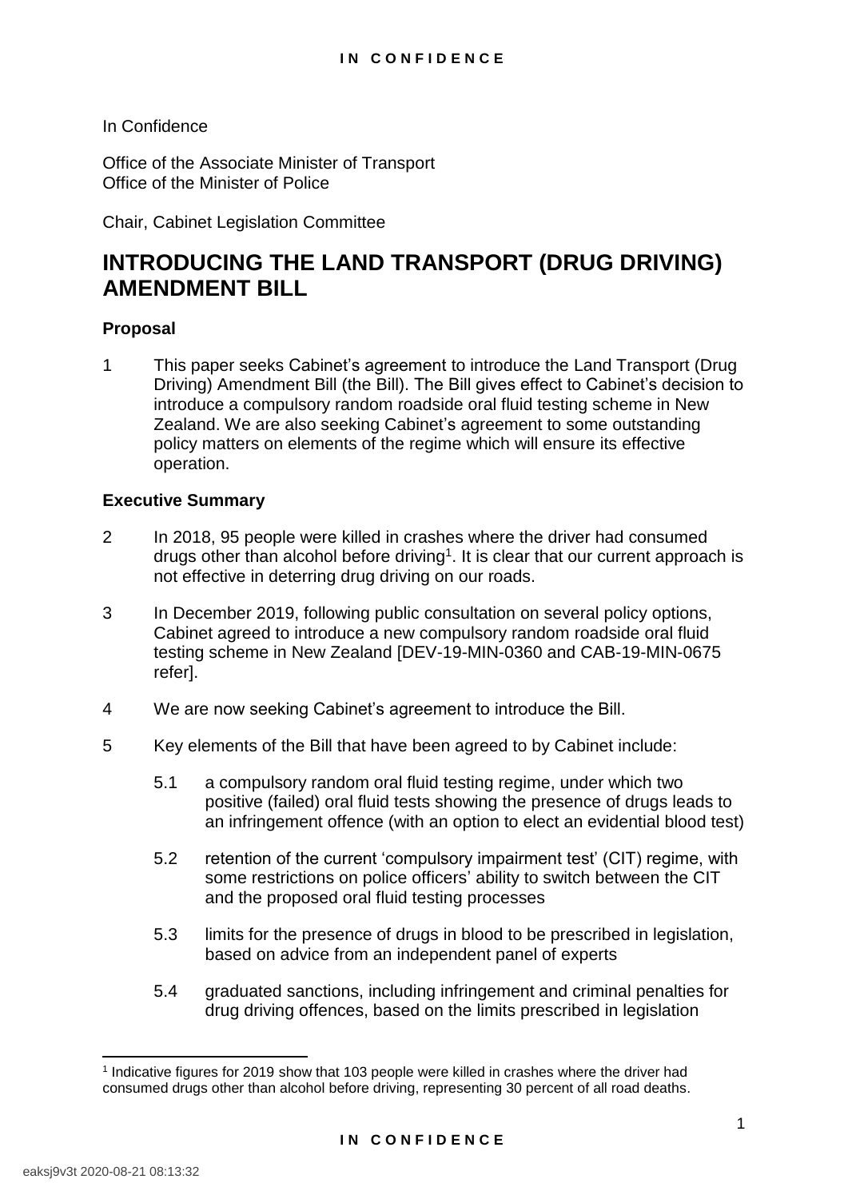In Confidence

Office of the Associate Minister of Transport
Office of the Minister of Police

Chair, Cabinet Legislation Committee

# INTRODUCING THE LAND TRANSPORT (DRUG DRIVING) AMENDMENT BILL

## Proposal

1 This paper seeks Cabinet's agreement to introduce the Land Transport (Drug Driving) Amendment Bill (the Bill). The Bill gives effect to Cabinet's decision to introduce a compulsory random roadside oral fluid testing scheme in New Zealand. We are also seeking Cabinet's agreement to some outstanding policy matters on elements of the regime which will ensure its effective operation.

## Executive Summary

2 In 2018, 95 people were killed in crashes where the driver had consumed drugs other than alcohol before driving[1]. It is clear that our current approach is not effective in deterring drug driving on our roads.

3 In December 2019, following public consultation on several policy options, Cabinet agreed to introduce a new compulsory random roadside oral fluid testing scheme in New Zealand [DEV-19-MIN-0360 and CAB-19-MIN-0675 refer].

4 We are now seeking Cabinet's agreement to introduce the Bill.

5 Key elements of the Bill that have been agreed to by Cabinet include:

- 5.1 a compulsory random oral fluid testing regime, under which two positive (failed) oral fluid tests showing the presence of drugs leads to an infringement offence (with an option to elect an evidential blood test)
- 5.2 retention of the current 'compulsory impairment test' (CIT) regime, with some restrictions on police officers' ability to switch between the CIT and the proposed oral fluid testing processes
- 5.3 limits for the presence of drugs in blood to be prescribed in legislation, based on advice from an independent panel of experts
- 5.4 graduated sanctions, including infringement and criminal penalties for drug driving offences, based on the limits prescribed in legislation

[1] Indicative figures for 2019 show that 103 people were killed in crashes where the driver had consumed drugs other than alcohol before driving, representing 30 percent of all road deaths.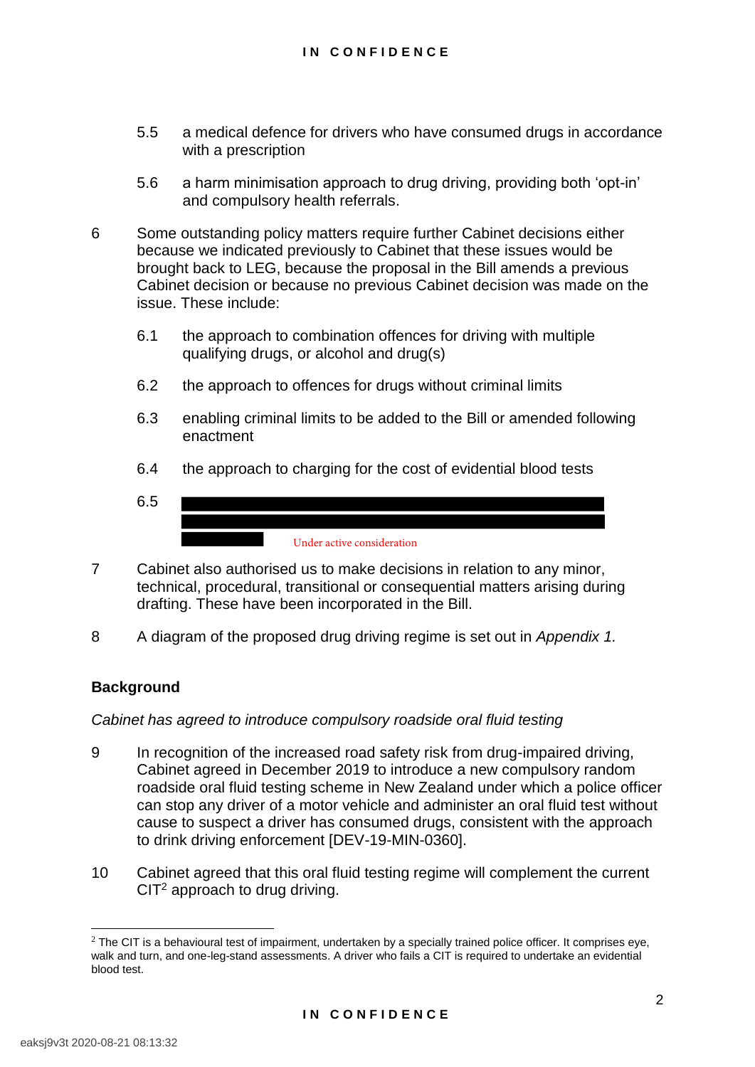5.5 a medical defence for drivers who have consumed drugs in accordance with a prescription

5.6 a harm minimisation approach to drug driving, providing both 'opt-in' and compulsory health referrals.

6 Some outstanding policy matters require further Cabinet decisions either because we indicated previously to Cabinet that these issues would be brought back to LEG, because the proposal in the Bill amends a previous Cabinet decision or because no previous Cabinet decision was made on the issue. These include:

6.1 the approach to combination offences for driving with multiple qualifying drugs, or alcohol and drug(s)

6.2 the approach to offences for drugs without criminal limits

6.3 enabling criminal limits to be added to the Bill or amended following enactment

6.4 the approach to charging for the cost of evidential blood tests

6.5 Under active consideration

7 Cabinet also authorised us to make decisions in relation to any minor, technical, procedural, transitional or consequential matters arising during drafting. These have been incorporated in the Bill.

8 A diagram of the proposed drug driving regime is set out in *Appendix 1.*

## Background

*Cabinet has agreed to introduce compulsory roadside oral fluid testing*

9 In recognition of the increased road safety risk from drug-impaired driving, Cabinet agreed in December 2019 to introduce a new compulsory random roadside oral fluid testing scheme in New Zealand under which a police officer can stop any driver of a motor vehicle and administer an oral fluid test without cause to suspect a driver has consumed drugs, consistent with the approach to drink driving enforcement [DEV-19-MIN-0360].

10 Cabinet agreed that this oral fluid testing regime will complement the current CIT[2] approach to drug driving.

[2] The CIT is a behavioural test of impairment, undertaken by a specially trained police officer. It comprises eye, walk and turn, and one-leg-stand assessments. A driver who fails a CIT is required to undertake an evidential blood test.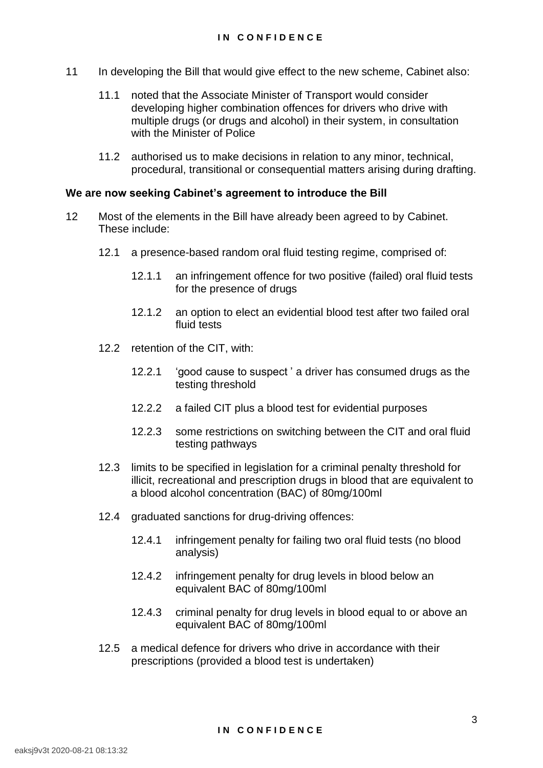11 In developing the Bill that would give effect to the new scheme, Cabinet also:

 11.1 noted that the Associate Minister of Transport would consider developing higher combination offences for drivers who drive with multiple drugs (or drugs and alcohol) in their system, in consultation with the Minister of Police

 11.2 authorised us to make decisions in relation to any minor, technical, procedural, transitional or consequential matters arising during drafting.

**We are now seeking Cabinet's agreement to introduce the Bill**

12 Most of the elements in the Bill have already been agreed to by Cabinet. These include:

 12.1 a presence-based random oral fluid testing regime, comprised of:

  12.1.1 an infringement offence for two positive (failed) oral fluid tests for the presence of drugs

  12.1.2 an option to elect an evidential blood test after two failed oral fluid tests

 12.2 retention of the CIT, with:

  12.2.1 'good cause to suspect ' a driver has consumed drugs as the testing threshold

  12.2.2 a failed CIT plus a blood test for evidential purposes

  12.2.3 some restrictions on switching between the CIT and oral fluid testing pathways

 12.3 limits to be specified in legislation for a criminal penalty threshold for illicit, recreational and prescription drugs in blood that are equivalent to a blood alcohol concentration (BAC) of 80mg/100ml

 12.4 graduated sanctions for drug-driving offences:

  12.4.1 infringement penalty for failing two oral fluid tests (no blood analysis)

  12.4.2 infringement penalty for drug levels in blood below an equivalent BAC of 80mg/100ml

  12.4.3 criminal penalty for drug levels in blood equal to or above an equivalent BAC of 80mg/100ml

 12.5 a medical defence for drivers who drive in accordance with their prescriptions (provided a blood test is undertaken)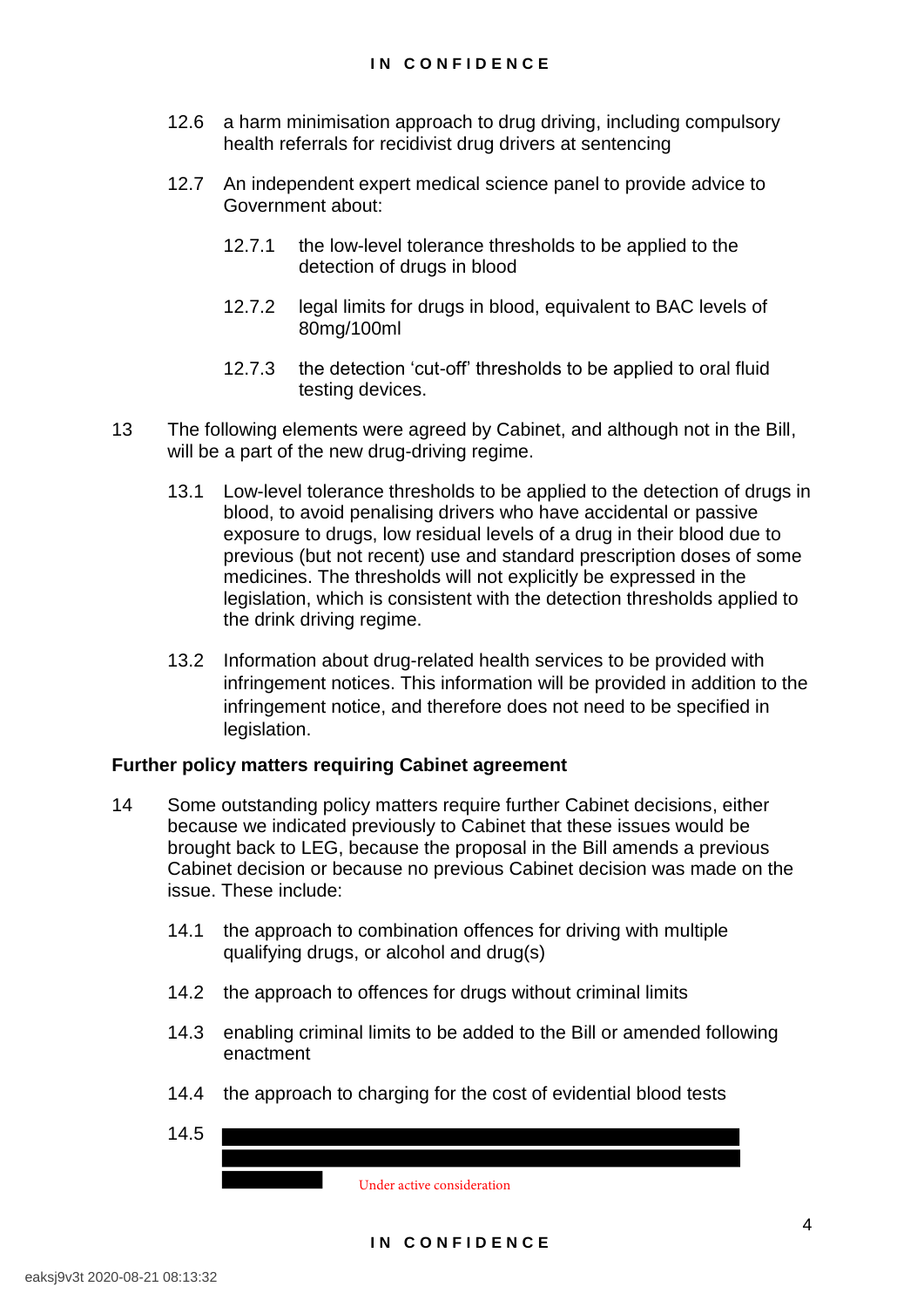12.6 a harm minimisation approach to drug driving, including compulsory health referrals for recidivist drug drivers at sentencing

12.7 An independent expert medical science panel to provide advice to Government about:

12.7.1 the low-level tolerance thresholds to be applied to the detection of drugs in blood

12.7.2 legal limits for drugs in blood, equivalent to BAC levels of 80mg/100ml

12.7.3 the detection 'cut-off' thresholds to be applied to oral fluid testing devices.

13 The following elements were agreed by Cabinet, and although not in the Bill, will be a part of the new drug-driving regime.

13.1 Low-level tolerance thresholds to be applied to the detection of drugs in blood, to avoid penalising drivers who have accidental or passive exposure to drugs, low residual levels of a drug in their blood due to previous (but not recent) use and standard prescription doses of some medicines. The thresholds will not explicitly be expressed in the legislation, which is consistent with the detection thresholds applied to the drink driving regime.

13.2 Information about drug-related health services to be provided with infringement notices. This information will be provided in addition to the infringement notice, and therefore does not need to be specified in legislation.

**Further policy matters requiring Cabinet agreement**

14 Some outstanding policy matters require further Cabinet decisions, either because we indicated previously to Cabinet that these issues would be brought back to LEG, because the proposal in the Bill amends a previous Cabinet decision or because no previous Cabinet decision was made on the issue. These include:

14.1 the approach to combination offences for driving with multiple qualifying drugs, or alcohol and drug(s)

14.2 the approach to offences for drugs without criminal limits

14.3 enabling criminal limits to be added to the Bill or amended following enactment

14.4 the approach to charging for the cost of evidential blood tests

14.5 [Redacted] Under active consideration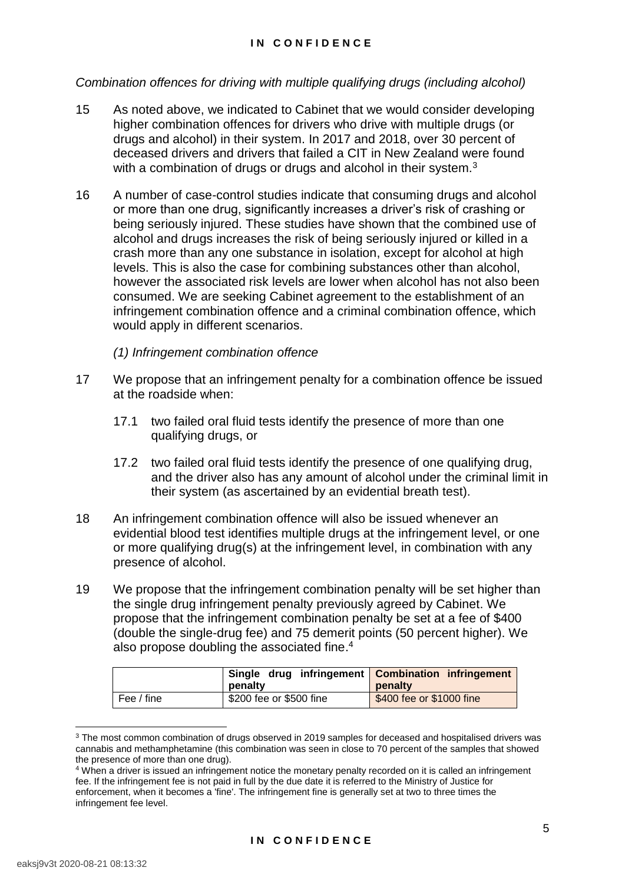*Combination offences for driving with multiple qualifying drugs (including alcohol)*

15 As noted above, we indicated to Cabinet that we would consider developing higher combination offences for drivers who drive with multiple drugs (or drugs and alcohol) in their system. In 2017 and 2018, over 30 percent of deceased drivers and drivers that failed a CIT in New Zealand were found with a combination of drugs or drugs and alcohol in their system.[3]

16 A number of case-control studies indicate that consuming drugs and alcohol or more than one drug, significantly increases a driver's risk of crashing or being seriously injured. These studies have shown that the combined use of alcohol and drugs increases the risk of being seriously injured or killed in a crash more than any one substance in isolation, except for alcohol at high levels. This is also the case for combining substances other than alcohol, however the associated risk levels are lower when alcohol has not also been consumed. We are seeking Cabinet agreement to the establishment of an infringement combination offence and a criminal combination offence, which would apply in different scenarios.

*(1) Infringement combination offence*

17 We propose that an infringement penalty for a combination offence be issued at the roadside when:

17.1 two failed oral fluid tests identify the presence of more than one qualifying drugs, or

17.2 two failed oral fluid tests identify the presence of one qualifying drug, and the driver also has any amount of alcohol under the criminal limit in their system (as ascertained by an evidential breath test).

18 An infringement combination offence will also be issued whenever an evidential blood test identifies multiple drugs at the infringement level, or one or more qualifying drug(s) at the infringement level, in combination with any presence of alcohol.

19 We propose that the infringement combination penalty will be set higher than the single drug infringement penalty previously agreed by Cabinet. We propose that the infringement combination penalty be set at a fee of $400 (double the single-drug fee) and 75 demerit points (50 percent higher). We also propose doubling the associated fine.[4]

| | **Single drug infringement penalty** | **Combination infringement penalty** |
|---|---|---|
| Fee / fine | $200 fee or $500 fine | $400 fee or $1000 fine |

[3] The most common combination of drugs observed in 2019 samples for deceased and hospitalised drivers was cannabis and methamphetamine (this combination was seen in close to 70 percent of the samples that showed the presence of more than one drug).

[4] When a driver is issued an infringement notice the monetary penalty recorded on it is called an infringement fee. If the infringement fee is not paid in full by the due date it is referred to the Ministry of Justice for enforcement, when it becomes a 'fine'. The infringement fine is generally set at two to three times the infringement fee level.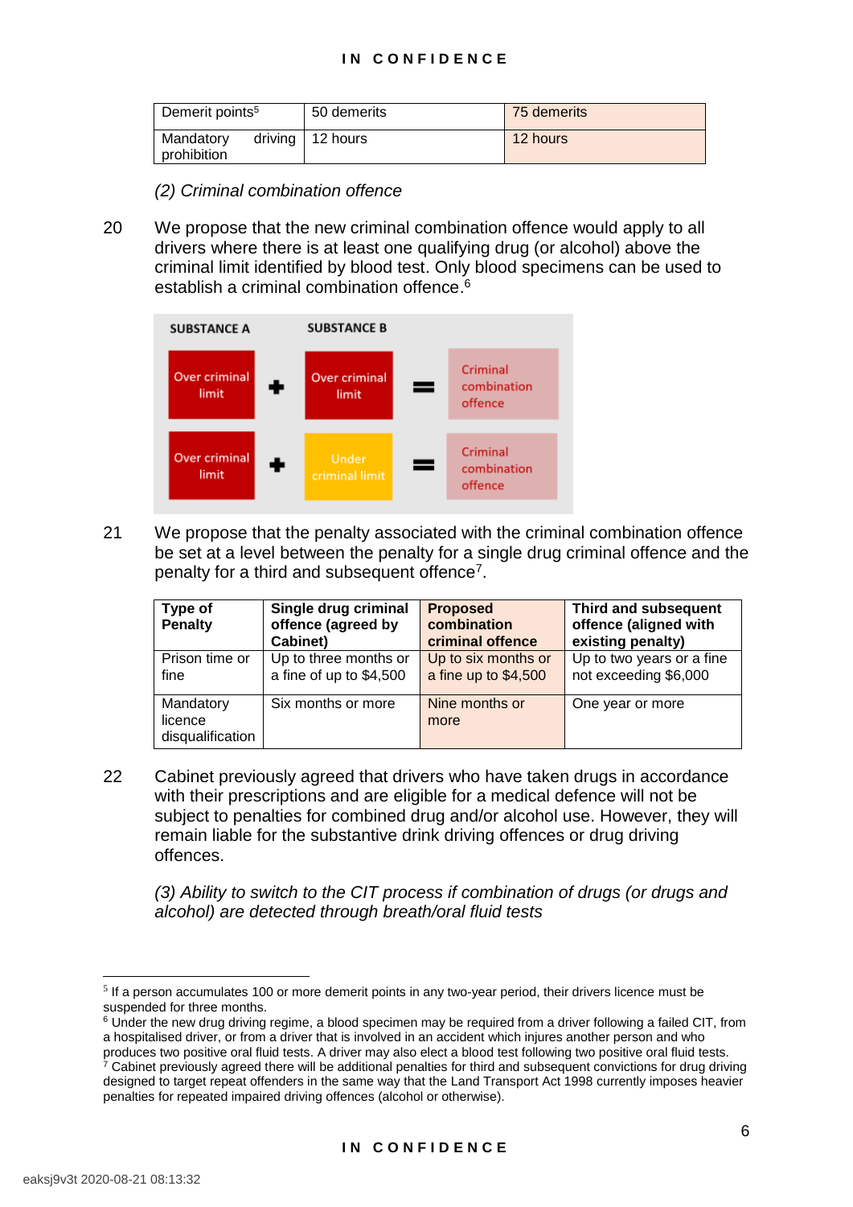| | | |
|---|---|---|
| Demerit points[5] | 50 demerits | 75 demerits |
| Mandatory driving prohibition | 12 hours | 12 hours |

*(2) Criminal combination offence*

20 We propose that the new criminal combination offence would apply to all drivers where there is at least one qualifying drug (or alcohol) above the criminal limit identified by blood test. Only blood specimens can be used to establish a criminal combination offence.[6]

| SUBSTANCE A | | SUBSTANCE B | | |
|---|---|---|---|---|
| Over criminal limit | + | Over criminal limit | = | Criminal combination offence |
| Over criminal limit | + | Under criminal limit | = | Criminal combination offence |

21 We propose that the penalty associated with the criminal combination offence be set at a level between the penalty for a single drug criminal offence and the penalty for a third and subsequent offence[7].

| Type of Penalty | Single drug criminal offence (agreed by Cabinet) | Proposed combination criminal offence | Third and subsequent offence (aligned with existing penalty) |
|---|---|---|---|
| Prison time or fine | Up to three months or a fine of up to $4,500 | Up to six months or a fine up to $4,500 | Up to two years or a fine not exceeding $6,000 |
| Mandatory licence disqualification | Six months or more | Nine months or more | One year or more |

22 Cabinet previously agreed that drivers who have taken drugs in accordance with their prescriptions and are eligible for a medical defence will not be subject to penalties for combined drug and/or alcohol use. However, they will remain liable for the substantive drink driving offences or drug driving offences.

*(3) Ability to switch to the CIT process if combination of drugs (or drugs and alcohol) are detected through breath/oral fluid tests*

---

[5] If a person accumulates 100 or more demerit points in any two-year period, their drivers licence must be suspended for three months.

[6] Under the new drug driving regime, a blood specimen may be required from a driver following a failed CIT, from a hospitalised driver, or from a driver that is involved in an accident which injures another person and who produces two positive oral fluid tests. A driver may also elect a blood test following two positive oral fluid tests.

[7] Cabinet previously agreed there will be additional penalties for third and subsequent convictions for drug driving designed to target repeat offenders in the same way that the Land Transport Act 1998 currently imposes heavier penalties for repeated impaired driving offences (alcohol or otherwise).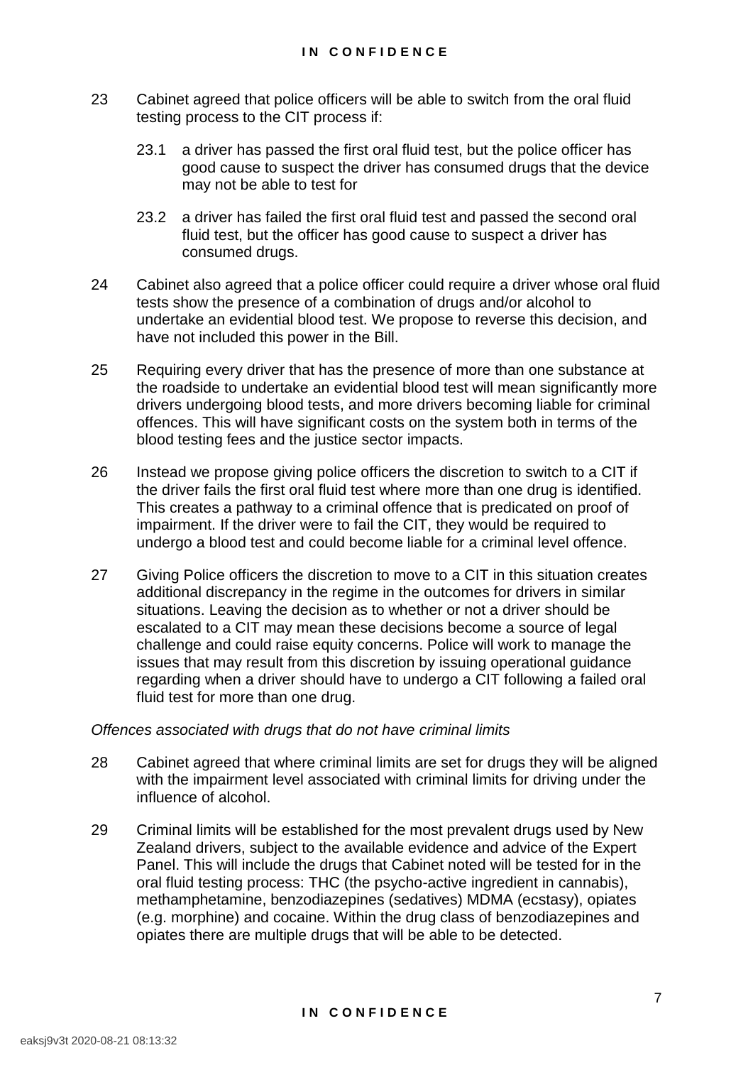23 Cabinet agreed that police officers will be able to switch from the oral fluid testing process to the CIT process if:

   23.1 a driver has passed the first oral fluid test, but the police officer has good cause to suspect the driver has consumed drugs that the device may not be able to test for

   23.2 a driver has failed the first oral fluid test and passed the second oral fluid test, but the officer has good cause to suspect a driver has consumed drugs.

24 Cabinet also agreed that a police officer could require a driver whose oral fluid tests show the presence of a combination of drugs and/or alcohol to undertake an evidential blood test. We propose to reverse this decision, and have not included this power in the Bill.

25 Requiring every driver that has the presence of more than one substance at the roadside to undertake an evidential blood test will mean significantly more drivers undergoing blood tests, and more drivers becoming liable for criminal offences. This will have significant costs on the system both in terms of the blood testing fees and the justice sector impacts.

26 Instead we propose giving police officers the discretion to switch to a CIT if the driver fails the first oral fluid test where more than one drug is identified. This creates a pathway to a criminal offence that is predicated on proof of impairment. If the driver were to fail the CIT, they would be required to undergo a blood test and could become liable for a criminal level offence.

27 Giving Police officers the discretion to move to a CIT in this situation creates additional discrepancy in the regime in the outcomes for drivers in similar situations. Leaving the decision as to whether or not a driver should be escalated to a CIT may mean these decisions become a source of legal challenge and could raise equity concerns. Police will work to manage the issues that may result from this discretion by issuing operational guidance regarding when a driver should have to undergo a CIT following a failed oral fluid test for more than one drug.

*Offences associated with drugs that do not have criminal limits*

28 Cabinet agreed that where criminal limits are set for drugs they will be aligned with the impairment level associated with criminal limits for driving under the influence of alcohol.

29 Criminal limits will be established for the most prevalent drugs used by New Zealand drivers, subject to the available evidence and advice of the Expert Panel. This will include the drugs that Cabinet noted will be tested for in the oral fluid testing process: THC (the psycho-active ingredient in cannabis), methamphetamine, benzodiazepines (sedatives) MDMA (ecstasy), opiates (e.g. morphine) and cocaine. Within the drug class of benzodiazepines and opiates there are multiple drugs that will be able to be detected.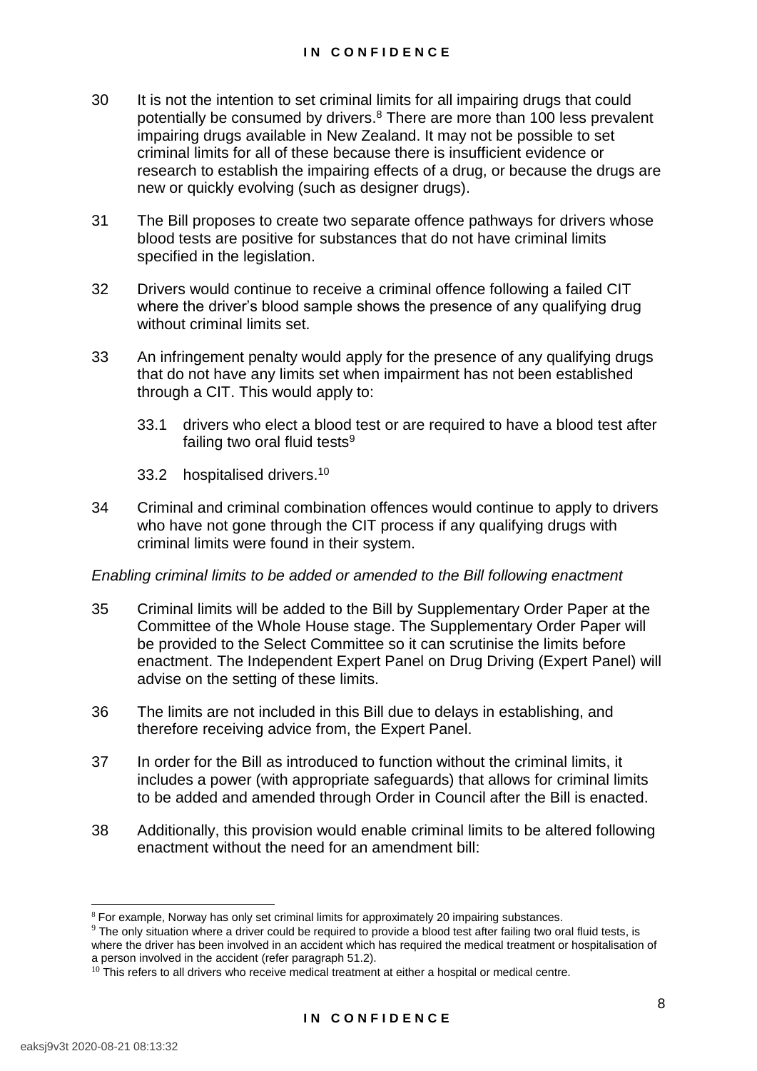30 It is not the intention to set criminal limits for all impairing drugs that could potentially be consumed by drivers.[8] There are more than 100 less prevalent impairing drugs available in New Zealand. It may not be possible to set criminal limits for all of these because there is insufficient evidence or research to establish the impairing effects of a drug, or because the drugs are new or quickly evolving (such as designer drugs).

31 The Bill proposes to create two separate offence pathways for drivers whose blood tests are positive for substances that do not have criminal limits specified in the legislation.

32 Drivers would continue to receive a criminal offence following a failed CIT where the driver's blood sample shows the presence of any qualifying drug without criminal limits set.

33 An infringement penalty would apply for the presence of any qualifying drugs that do not have any limits set when impairment has not been established through a CIT. This would apply to:

33.1 drivers who elect a blood test or are required to have a blood test after failing two oral fluid tests[9]

33.2 hospitalised drivers.[10]

34 Criminal and criminal combination offences would continue to apply to drivers who have not gone through the CIT process if any qualifying drugs with criminal limits were found in their system.

*Enabling criminal limits to be added or amended to the Bill following enactment*

35 Criminal limits will be added to the Bill by Supplementary Order Paper at the Committee of the Whole House stage. The Supplementary Order Paper will be provided to the Select Committee so it can scrutinise the limits before enactment. The Independent Expert Panel on Drug Driving (Expert Panel) will advise on the setting of these limits.

36 The limits are not included in this Bill due to delays in establishing, and therefore receiving advice from, the Expert Panel.

37 In order for the Bill as introduced to function without the criminal limits, it includes a power (with appropriate safeguards) that allows for criminal limits to be added and amended through Order in Council after the Bill is enacted.

38 Additionally, this provision would enable criminal limits to be altered following enactment without the need for an amendment bill:

---

[8] For example, Norway has only set criminal limits for approximately 20 impairing substances.

[9] The only situation where a driver could be required to provide a blood test after failing two oral fluid tests, is where the driver has been involved in an accident which has required the medical treatment or hospitalisation of a person involved in the accident (refer paragraph 51.2).

[10] This refers to all drivers who receive medical treatment at either a hospital or medical centre.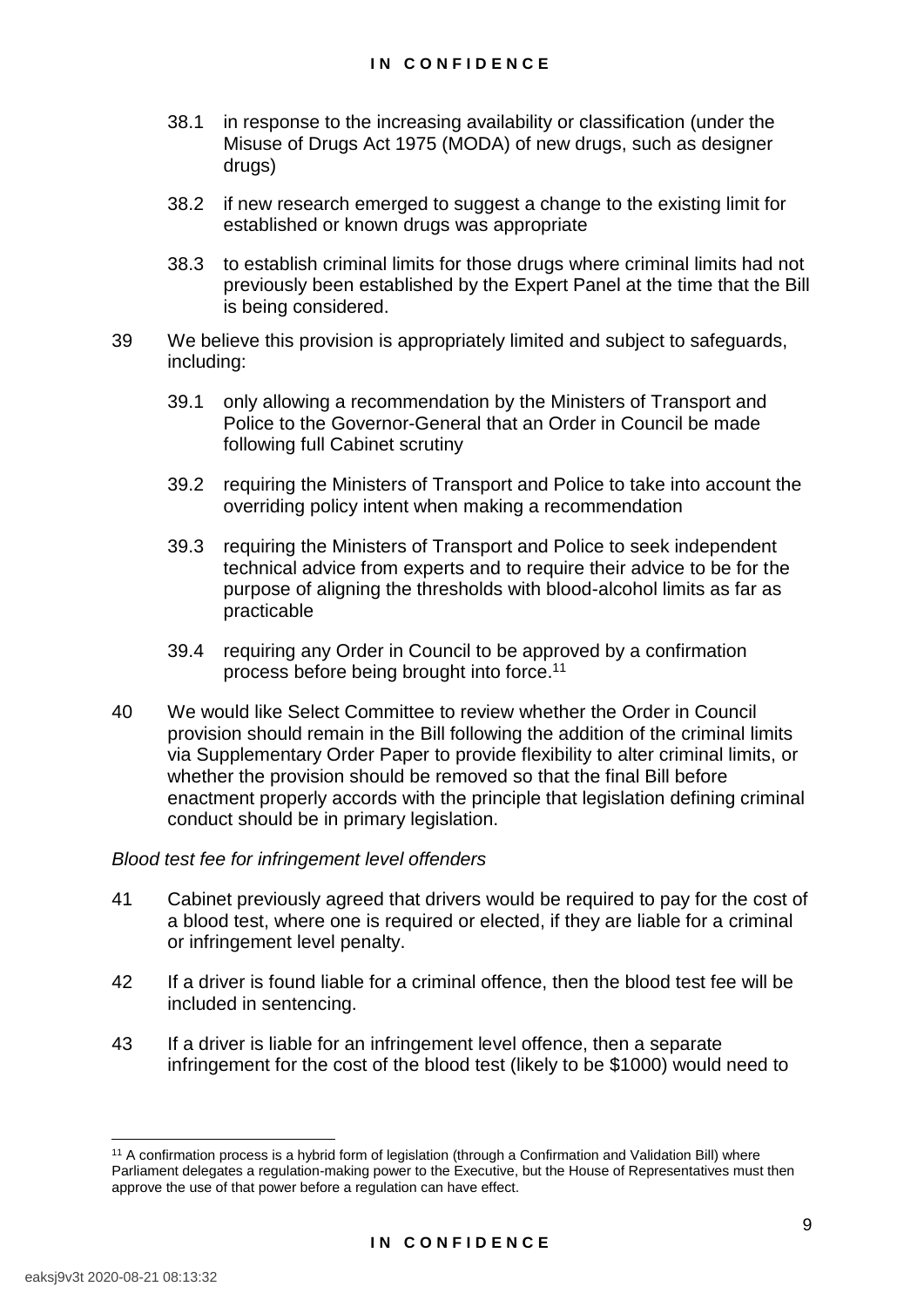38.1 in response to the increasing availability or classification (under the Misuse of Drugs Act 1975 (MODA) of new drugs, such as designer drugs)

38.2 if new research emerged to suggest a change to the existing limit for established or known drugs was appropriate

38.3 to establish criminal limits for those drugs where criminal limits had not previously been established by the Expert Panel at the time that the Bill is being considered.

39 We believe this provision is appropriately limited and subject to safeguards, including:

39.1 only allowing a recommendation by the Ministers of Transport and Police to the Governor-General that an Order in Council be made following full Cabinet scrutiny

39.2 requiring the Ministers of Transport and Police to take into account the overriding policy intent when making a recommendation

39.3 requiring the Ministers of Transport and Police to seek independent technical advice from experts and to require their advice to be for the purpose of aligning the thresholds with blood-alcohol limits as far as practicable

39.4 requiring any Order in Council to be approved by a confirmation process before being brought into force.[11]

40 We would like Select Committee to review whether the Order in Council provision should remain in the Bill following the addition of the criminal limits via Supplementary Order Paper to provide flexibility to alter criminal limits, or whether the provision should be removed so that the final Bill before enactment properly accords with the principle that legislation defining criminal conduct should be in primary legislation.

*Blood test fee for infringement level offenders*

41 Cabinet previously agreed that drivers would be required to pay for the cost of a blood test, where one is required or elected, if they are liable for a criminal or infringement level penalty.

42 If a driver is found liable for a criminal offence, then the blood test fee will be included in sentencing.

43 If a driver is liable for an infringement level offence, then a separate infringement for the cost of the blood test (likely to be $1000) would need to

[11] A confirmation process is a hybrid form of legislation (through a Confirmation and Validation Bill) where Parliament delegates a regulation-making power to the Executive, but the House of Representatives must then approve the use of that power before a regulation can have effect.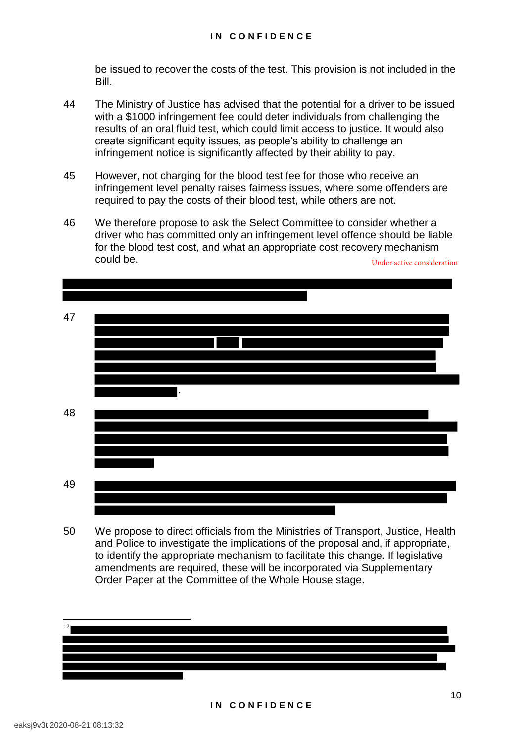be issued to recover the costs of the test. This provision is not included in the Bill.

44 The Ministry of Justice has advised that the potential for a driver to be issued with a $1000 infringement fee could deter individuals from challenging the results of an oral fluid test, which could limit access to justice. It would also create significant equity issues, as people's ability to challenge an infringement notice is significantly affected by their ability to pay.

45 However, not charging for the blood test fee for those who receive an infringement level penalty raises fairness issues, where some offenders are required to pay the costs of their blood test, while others are not.

46 We therefore propose to ask the Select Committee to consider whether a driver who has committed only an infringement level offence should be liable for the blood test cost, and what an appropriate cost recovery mechanism could be.

Under active consideration

47 [redacted].

48 [redacted]

49 [redacted]

50 We propose to direct officials from the Ministries of Transport, Justice, Health and Police to investigate the implications of the proposal and, if appropriate, to identify the appropriate mechanism to facilitate this change. If legislative amendments are required, these will be incorporated via Supplementary Order Paper at the Committee of the Whole House stage.

---

[12] [redacted]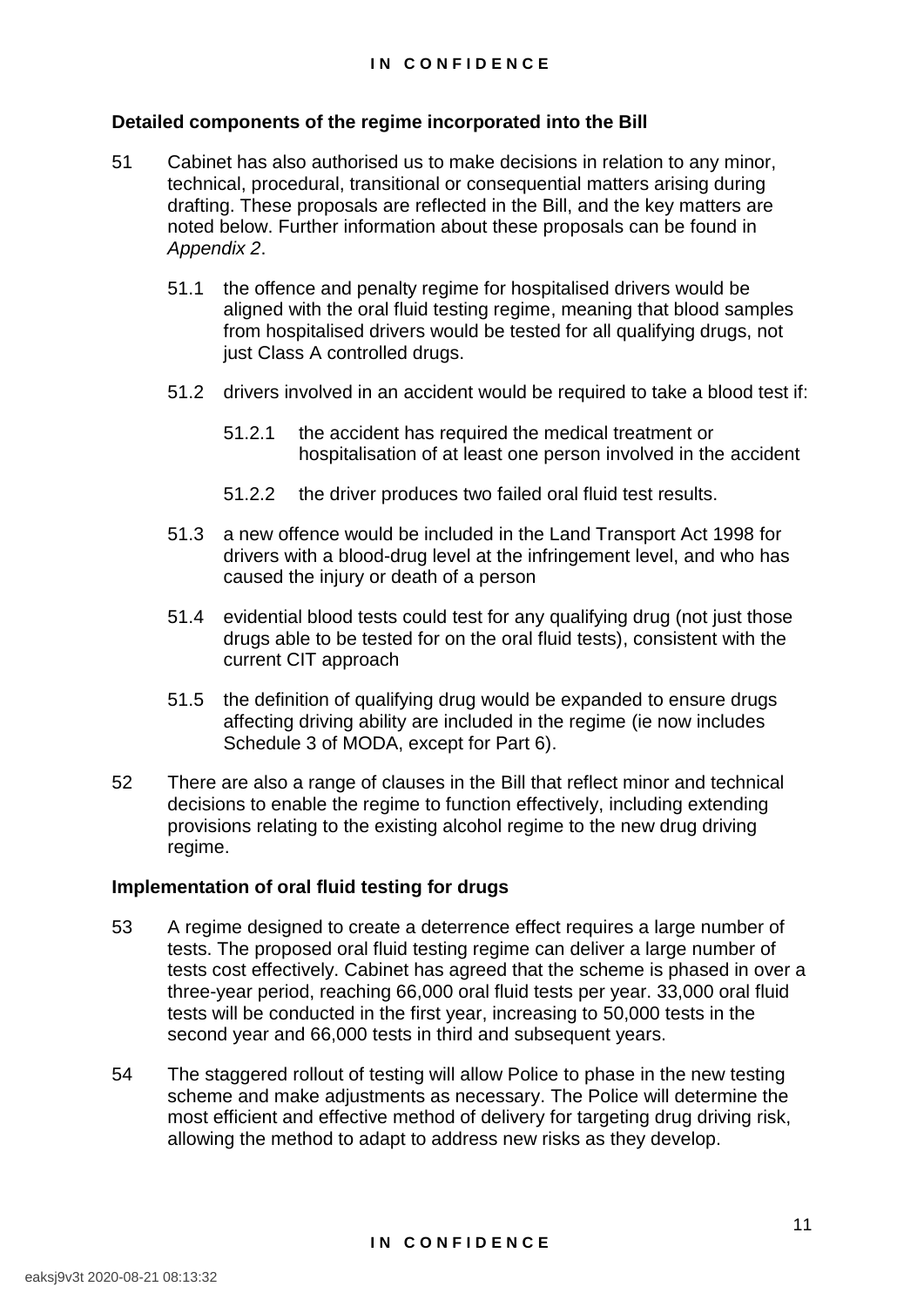### Detailed components of the regime incorporated into the Bill

51 Cabinet has also authorised us to make decisions in relation to any minor, technical, procedural, transitional or consequential matters arising during drafting. These proposals are reflected in the Bill, and the key matters are noted below. Further information about these proposals can be found in *Appendix 2*.

51.1 the offence and penalty regime for hospitalised drivers would be aligned with the oral fluid testing regime, meaning that blood samples from hospitalised drivers would be tested for all qualifying drugs, not just Class A controlled drugs.

51.2 drivers involved in an accident would be required to take a blood test if:

51.2.1 the accident has required the medical treatment or hospitalisation of at least one person involved in the accident

51.2.2 the driver produces two failed oral fluid test results.

51.3 a new offence would be included in the Land Transport Act 1998 for drivers with a blood-drug level at the infringement level, and who has caused the injury or death of a person

51.4 evidential blood tests could test for any qualifying drug (not just those drugs able to be tested for on the oral fluid tests), consistent with the current CIT approach

51.5 the definition of qualifying drug would be expanded to ensure drugs affecting driving ability are included in the regime (ie now includes Schedule 3 of MODA, except for Part 6).

52 There are also a range of clauses in the Bill that reflect minor and technical decisions to enable the regime to function effectively, including extending provisions relating to the existing alcohol regime to the new drug driving regime.

### Implementation of oral fluid testing for drugs

53 A regime designed to create a deterrence effect requires a large number of tests. The proposed oral fluid testing regime can deliver a large number of tests cost effectively. Cabinet has agreed that the scheme is phased in over a three-year period, reaching 66,000 oral fluid tests per year. 33,000 oral fluid tests will be conducted in the first year, increasing to 50,000 tests in the second year and 66,000 tests in third and subsequent years.

54 The staggered rollout of testing will allow Police to phase in the new testing scheme and make adjustments as necessary. The Police will determine the most efficient and effective method of delivery for targeting drug driving risk, allowing the method to adapt to address new risks as they develop.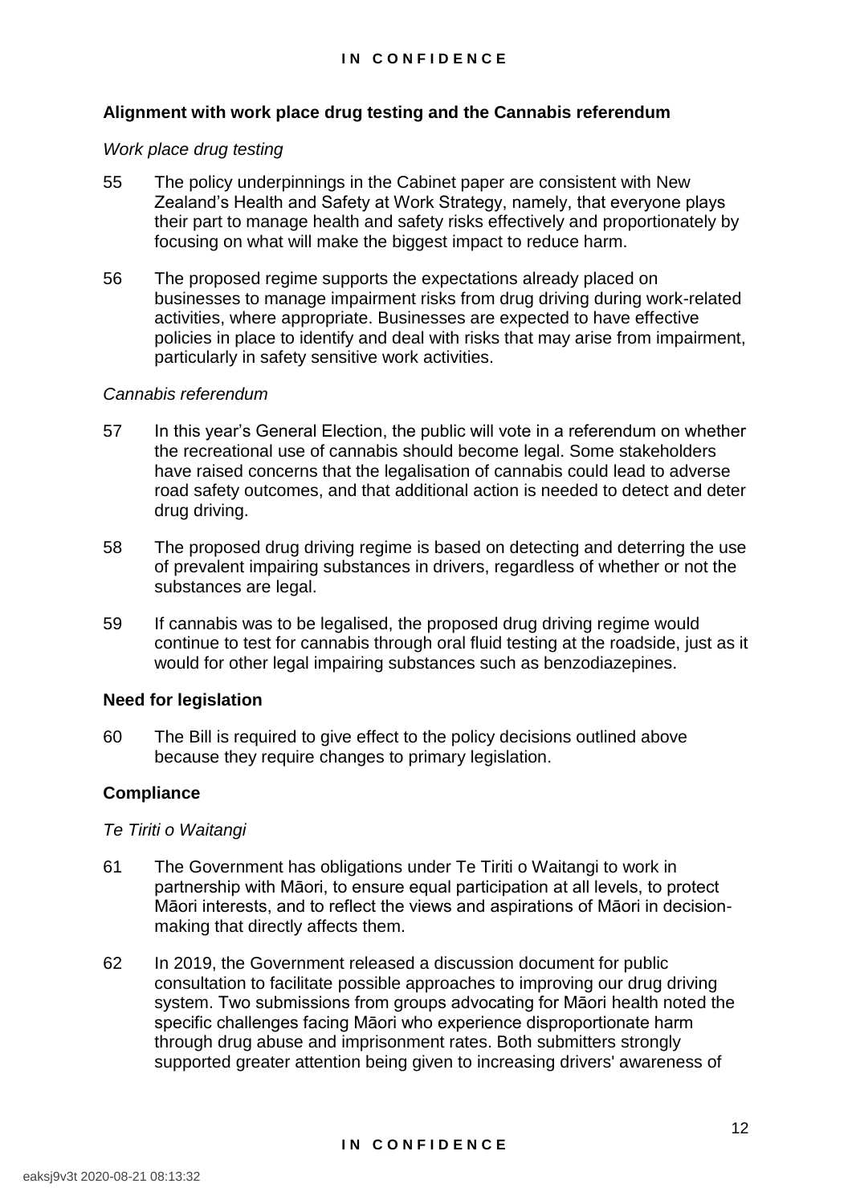## Alignment with work place drug testing and the Cannabis referendum

*Work place drug testing*

55 The policy underpinnings in the Cabinet paper are consistent with New Zealand's Health and Safety at Work Strategy, namely, that everyone plays their part to manage health and safety risks effectively and proportionately by focusing on what will make the biggest impact to reduce harm.

56 The proposed regime supports the expectations already placed on businesses to manage impairment risks from drug driving during work-related activities, where appropriate. Businesses are expected to have effective policies in place to identify and deal with risks that may arise from impairment, particularly in safety sensitive work activities.

*Cannabis referendum*

57 In this year's General Election, the public will vote in a referendum on whether the recreational use of cannabis should become legal. Some stakeholders have raised concerns that the legalisation of cannabis could lead to adverse road safety outcomes, and that additional action is needed to detect and deter drug driving.

58 The proposed drug driving regime is based on detecting and deterring the use of prevalent impairing substances in drivers, regardless of whether or not the substances are legal.

59 If cannabis was to be legalised, the proposed drug driving regime would continue to test for cannabis through oral fluid testing at the roadside, just as it would for other legal impairing substances such as benzodiazepines.

## Need for legislation

60 The Bill is required to give effect to the policy decisions outlined above because they require changes to primary legislation.

## Compliance

*Te Tiriti o Waitangi*

61 The Government has obligations under Te Tiriti o Waitangi to work in partnership with Māori, to ensure equal participation at all levels, to protect Māori interests, and to reflect the views and aspirations of Māori in decision-making that directly affects them.

62 In 2019, the Government released a discussion document for public consultation to facilitate possible approaches to improving our drug driving system. Two submissions from groups advocating for Māori health noted the specific challenges facing Māori who experience disproportionate harm through drug abuse and imprisonment rates. Both submitters strongly supported greater attention being given to increasing drivers' awareness of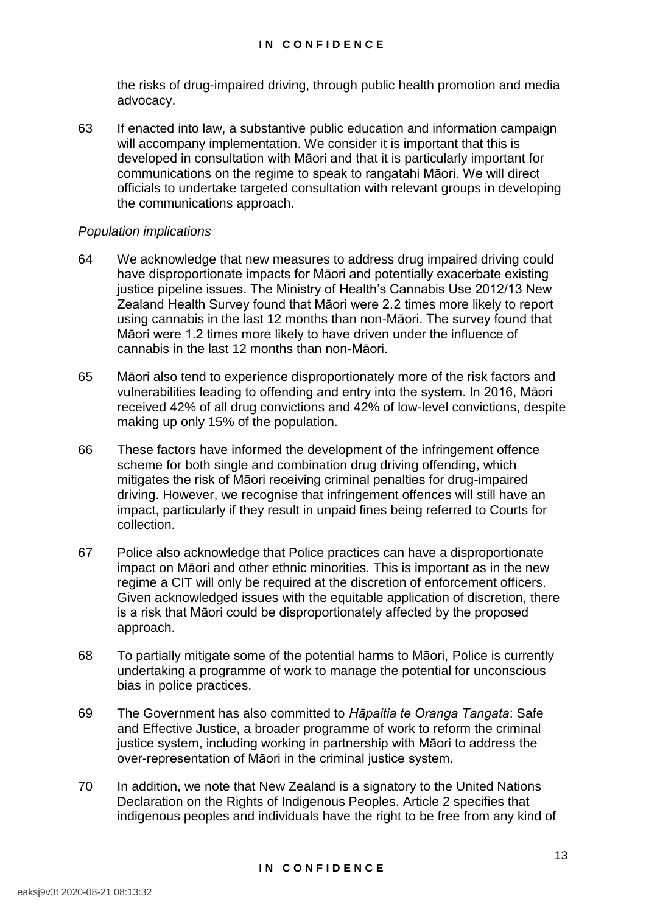the risks of drug-impaired driving, through public health promotion and media advocacy.

63 If enacted into law, a substantive public education and information campaign will accompany implementation. We consider it is important that this is developed in consultation with Māori and that it is particularly important for communications on the regime to speak to rangatahi Māori. We will direct officials to undertake targeted consultation with relevant groups in developing the communications approach.

*Population implications*

64 We acknowledge that new measures to address drug impaired driving could have disproportionate impacts for Māori and potentially exacerbate existing justice pipeline issues. The Ministry of Health's Cannabis Use 2012/13 New Zealand Health Survey found that Māori were 2.2 times more likely to report using cannabis in the last 12 months than non-Māori. The survey found that Māori were 1.2 times more likely to have driven under the influence of cannabis in the last 12 months than non-Māori.

65 Māori also tend to experience disproportionately more of the risk factors and vulnerabilities leading to offending and entry into the system. In 2016, Māori received 42% of all drug convictions and 42% of low-level convictions, despite making up only 15% of the population.

66 These factors have informed the development of the infringement offence scheme for both single and combination drug driving offending, which mitigates the risk of Māori receiving criminal penalties for drug-impaired driving. However, we recognise that infringement offences will still have an impact, particularly if they result in unpaid fines being referred to Courts for collection.

67 Police also acknowledge that Police practices can have a disproportionate impact on Māori and other ethnic minorities. This is important as in the new regime a CIT will only be required at the discretion of enforcement officers. Given acknowledged issues with the equitable application of discretion, there is a risk that Māori could be disproportionately affected by the proposed approach.

68 To partially mitigate some of the potential harms to Māori, Police is currently undertaking a programme of work to manage the potential for unconscious bias in police practices.

69 The Government has also committed to *Hāpaitia te Oranga Tangata*: Safe and Effective Justice, a broader programme of work to reform the criminal justice system, including working in partnership with Māori to address the over-representation of Māori in the criminal justice system.

70 In addition, we note that New Zealand is a signatory to the United Nations Declaration on the Rights of Indigenous Peoples. Article 2 specifies that indigenous peoples and individuals have the right to be free from any kind of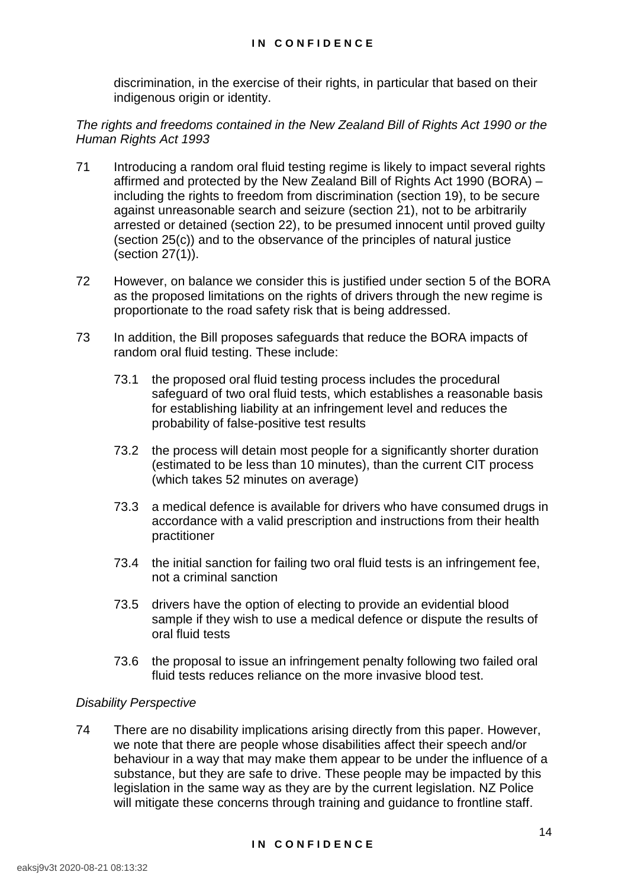discrimination, in the exercise of their rights, in particular that based on their indigenous origin or identity.

*The rights and freedoms contained in the New Zealand Bill of Rights Act 1990 or the Human Rights Act 1993*

71 Introducing a random oral fluid testing regime is likely to impact several rights affirmed and protected by the New Zealand Bill of Rights Act 1990 (BORA) – including the rights to freedom from discrimination (section 19), to be secure against unreasonable search and seizure (section 21), not to be arbitrarily arrested or detained (section 22), to be presumed innocent until proved guilty (section 25(c)) and to the observance of the principles of natural justice (section 27(1)).

72 However, on balance we consider this is justified under section 5 of the BORA as the proposed limitations on the rights of drivers through the new regime is proportionate to the road safety risk that is being addressed.

73 In addition, the Bill proposes safeguards that reduce the BORA impacts of random oral fluid testing. These include:

73.1 the proposed oral fluid testing process includes the procedural safeguard of two oral fluid tests, which establishes a reasonable basis for establishing liability at an infringement level and reduces the probability of false-positive test results

73.2 the process will detain most people for a significantly shorter duration (estimated to be less than 10 minutes), than the current CIT process (which takes 52 minutes on average)

73.3 a medical defence is available for drivers who have consumed drugs in accordance with a valid prescription and instructions from their health practitioner

73.4 the initial sanction for failing two oral fluid tests is an infringement fee, not a criminal sanction

73.5 drivers have the option of electing to provide an evidential blood sample if they wish to use a medical defence or dispute the results of oral fluid tests

73.6 the proposal to issue an infringement penalty following two failed oral fluid tests reduces reliance on the more invasive blood test.

*Disability Perspective*

74 There are no disability implications arising directly from this paper. However, we note that there are people whose disabilities affect their speech and/or behaviour in a way that may make them appear to be under the influence of a substance, but they are safe to drive. These people may be impacted by this legislation in the same way as they are by the current legislation. NZ Police will mitigate these concerns through training and guidance to frontline staff.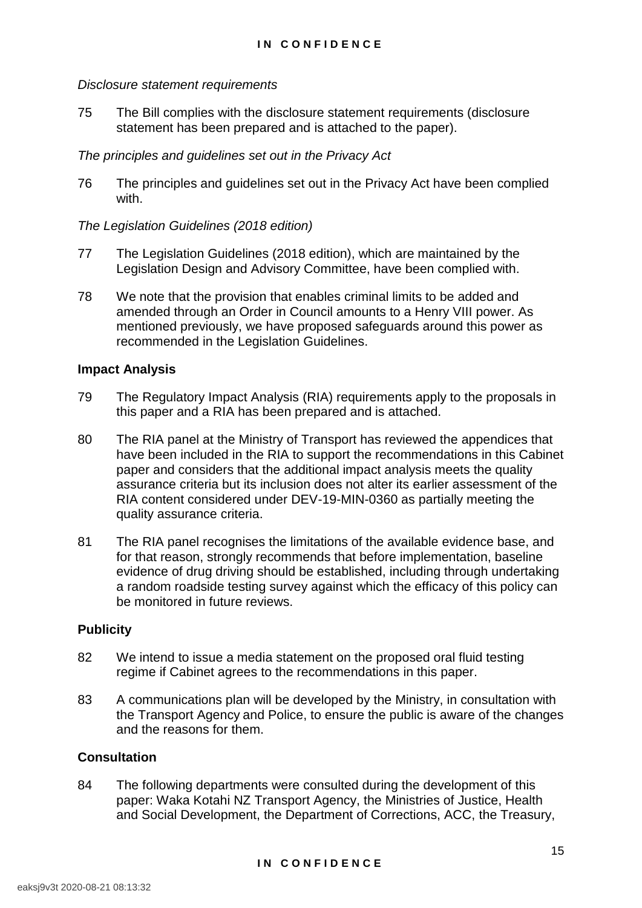*Disclosure statement requirements*

75 The Bill complies with the disclosure statement requirements (disclosure statement has been prepared and is attached to the paper).

*The principles and guidelines set out in the Privacy Act*

76 The principles and guidelines set out in the Privacy Act have been complied with.

*The Legislation Guidelines (2018 edition)*

77 The Legislation Guidelines (2018 edition), which are maintained by the Legislation Design and Advisory Committee, have been complied with.

78 We note that the provision that enables criminal limits to be added and amended through an Order in Council amounts to a Henry VIII power. As mentioned previously, we have proposed safeguards around this power as recommended in the Legislation Guidelines.

**Impact Analysis**

79 The Regulatory Impact Analysis (RIA) requirements apply to the proposals in this paper and a RIA has been prepared and is attached.

80 The RIA panel at the Ministry of Transport has reviewed the appendices that have been included in the RIA to support the recommendations in this Cabinet paper and considers that the additional impact analysis meets the quality assurance criteria but its inclusion does not alter its earlier assessment of the RIA content considered under DEV-19-MIN-0360 as partially meeting the quality assurance criteria.

81 The RIA panel recognises the limitations of the available evidence base, and for that reason, strongly recommends that before implementation, baseline evidence of drug driving should be established, including through undertaking a random roadside testing survey against which the efficacy of this policy can be monitored in future reviews.

**Publicity**

82 We intend to issue a media statement on the proposed oral fluid testing regime if Cabinet agrees to the recommendations in this paper.

83 A communications plan will be developed by the Ministry, in consultation with the Transport Agency and Police, to ensure the public is aware of the changes and the reasons for them.

**Consultation**

84 The following departments were consulted during the development of this paper: Waka Kotahi NZ Transport Agency, the Ministries of Justice, Health and Social Development, the Department of Corrections, ACC, the Treasury,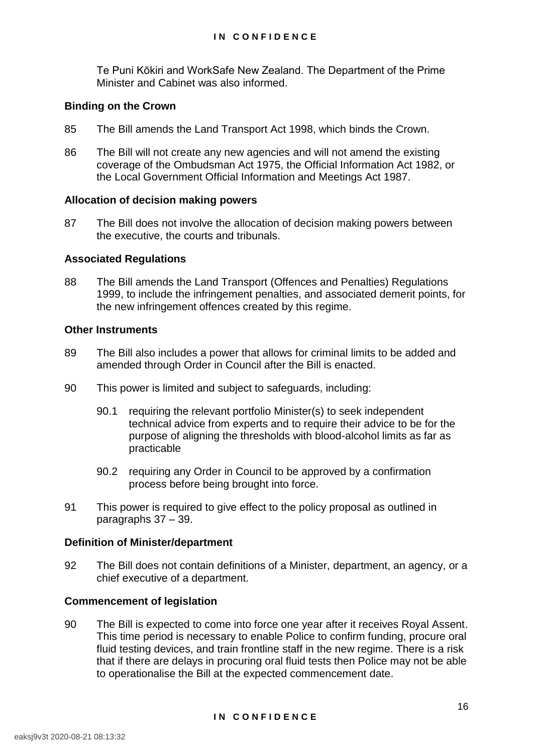Te Puni Kōkiri and WorkSafe New Zealand. The Department of the Prime Minister and Cabinet was also informed.

**Binding on the Crown**

85 The Bill amends the Land Transport Act 1998, which binds the Crown.

86 The Bill will not create any new agencies and will not amend the existing coverage of the Ombudsman Act 1975, the Official Information Act 1982, or the Local Government Official Information and Meetings Act 1987.

**Allocation of decision making powers**

87 The Bill does not involve the allocation of decision making powers between the executive, the courts and tribunals.

**Associated Regulations**

88 The Bill amends the Land Transport (Offences and Penalties) Regulations 1999, to include the infringement penalties, and associated demerit points, for the new infringement offences created by this regime.

**Other Instruments**

89 The Bill also includes a power that allows for criminal limits to be added and amended through Order in Council after the Bill is enacted.

90 This power is limited and subject to safeguards, including:

90.1 requiring the relevant portfolio Minister(s) to seek independent technical advice from experts and to require their advice to be for the purpose of aligning the thresholds with blood-alcohol limits as far as practicable

90.2 requiring any Order in Council to be approved by a confirmation process before being brought into force.

91 This power is required to give effect to the policy proposal as outlined in paragraphs 37 – 39.

**Definition of Minister/department**

92 The Bill does not contain definitions of a Minister, department, an agency, or a chief executive of a department.

**Commencement of legislation**

90 The Bill is expected to come into force one year after it receives Royal Assent. This time period is necessary to enable Police to confirm funding, procure oral fluid testing devices, and train frontline staff in the new regime. There is a risk that if there are delays in procuring oral fluid tests then Police may not be able to operationalise the Bill at the expected commencement date.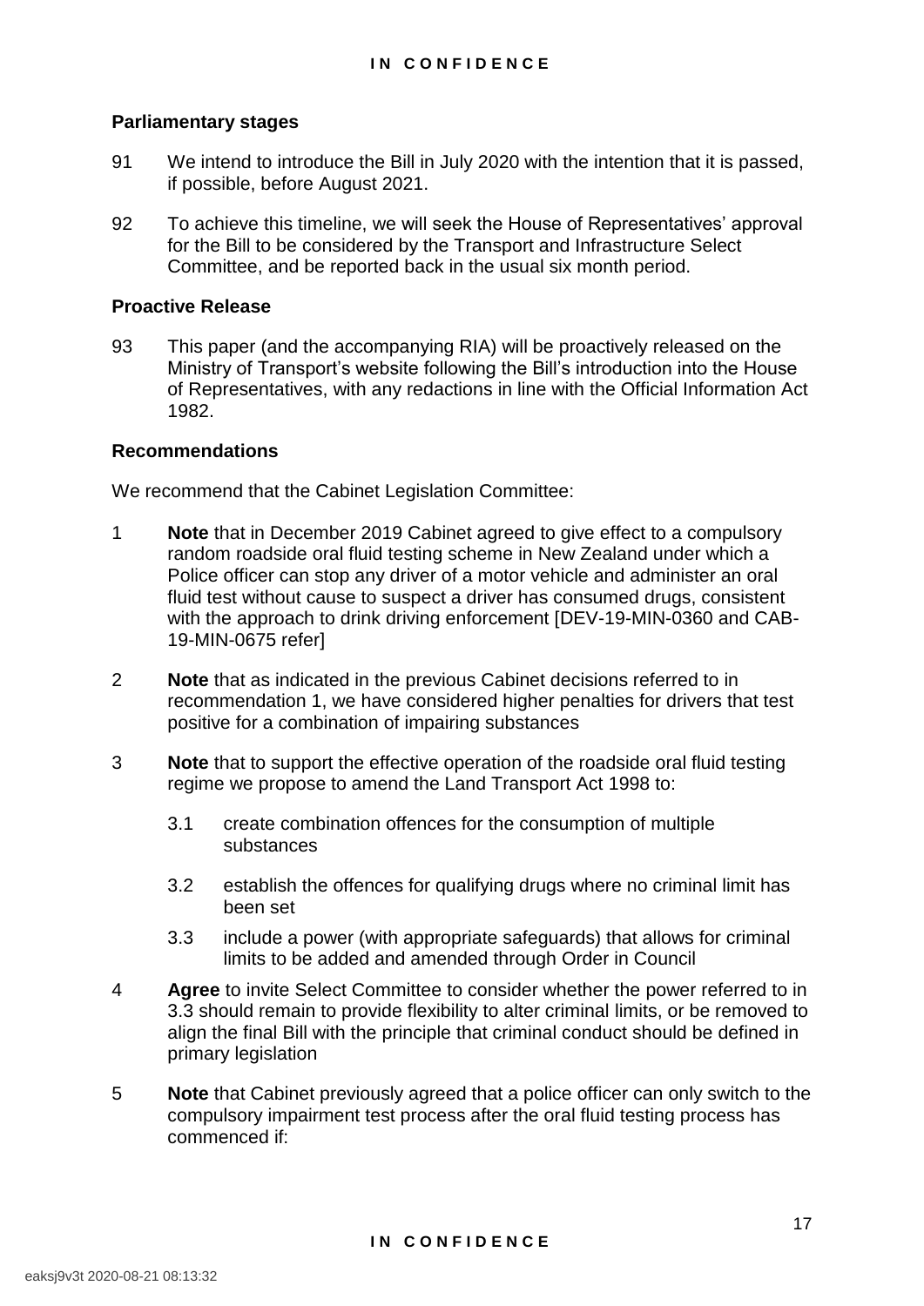### Parliamentary stages

91 We intend to introduce the Bill in July 2020 with the intention that it is passed, if possible, before August 2021.

92 To achieve this timeline, we will seek the House of Representatives' approval for the Bill to be considered by the Transport and Infrastructure Select Committee, and be reported back in the usual six month period.

### Proactive Release

93 This paper (and the accompanying RIA) will be proactively released on the Ministry of Transport's website following the Bill's introduction into the House of Representatives, with any redactions in line with the Official Information Act 1982.

### Recommendations

We recommend that the Cabinet Legislation Committee:

1 **Note** that in December 2019 Cabinet agreed to give effect to a compulsory random roadside oral fluid testing scheme in New Zealand under which a Police officer can stop any driver of a motor vehicle and administer an oral fluid test without cause to suspect a driver has consumed drugs, consistent with the approach to drink driving enforcement [DEV-19-MIN-0360 and CAB-19-MIN-0675 refer]

2 **Note** that as indicated in the previous Cabinet decisions referred to in recommendation 1, we have considered higher penalties for drivers that test positive for a combination of impairing substances

3 **Note** that to support the effective operation of the roadside oral fluid testing regime we propose to amend the Land Transport Act 1998 to:

- 3.1 create combination offences for the consumption of multiple substances
- 3.2 establish the offences for qualifying drugs where no criminal limit has been set
- 3.3 include a power (with appropriate safeguards) that allows for criminal limits to be added and amended through Order in Council

4 **Agree** to invite Select Committee to consider whether the power referred to in 3.3 should remain to provide flexibility to alter criminal limits, or be removed to align the final Bill with the principle that criminal conduct should be defined in primary legislation

5 **Note** that Cabinet previously agreed that a police officer can only switch to the compulsory impairment test process after the oral fluid testing process has commenced if: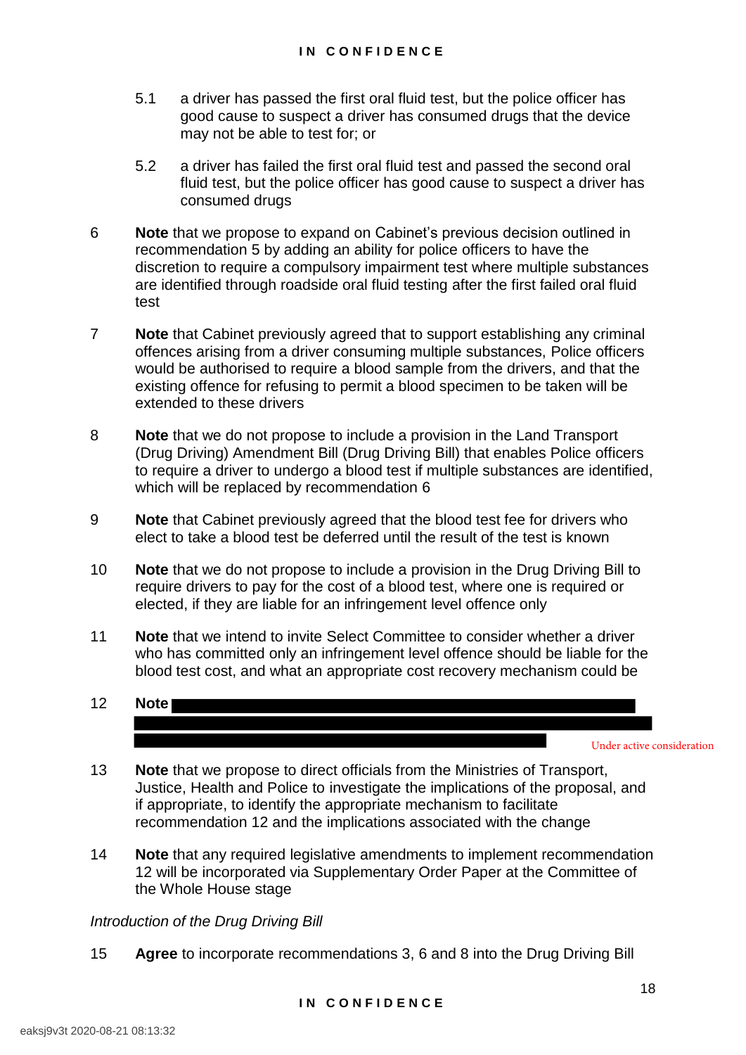5.1 a driver has passed the first oral fluid test, but the police officer has good cause to suspect a driver has consumed drugs that the device may not be able to test for; or

5.2 a driver has failed the first oral fluid test and passed the second oral fluid test, but the police officer has good cause to suspect a driver has consumed drugs

6 **Note** that we propose to expand on Cabinet's previous decision outlined in recommendation 5 by adding an ability for police officers to have the discretion to require a compulsory impairment test where multiple substances are identified through roadside oral fluid testing after the first failed oral fluid test

7 **Note** that Cabinet previously agreed that to support establishing any criminal offences arising from a driver consuming multiple substances, Police officers would be authorised to require a blood sample from the drivers, and that the existing offence for refusing to permit a blood specimen to be taken will be extended to these drivers

8 **Note** that we do not propose to include a provision in the Land Transport (Drug Driving) Amendment Bill (Drug Driving Bill) that enables Police officers to require a driver to undergo a blood test if multiple substances are identified, which will be replaced by recommendation 6

9 **Note** that Cabinet previously agreed that the blood test fee for drivers who elect to take a blood test be deferred until the result of the test is known

10 **Note** that we do not propose to include a provision in the Drug Driving Bill to require drivers to pay for the cost of a blood test, where one is required or elected, if they are liable for an infringement level offence only

11 **Note** that we intend to invite Select Committee to consider whether a driver who has committed only an infringement level offence should be liable for the blood test cost, and what an appropriate cost recovery mechanism could be

12 **Note** [redacted]

Under active consideration

13 **Note** that we propose to direct officials from the Ministries of Transport, Justice, Health and Police to investigate the implications of the proposal, and if appropriate, to identify the appropriate mechanism to facilitate recommendation 12 and the implications associated with the change

14 **Note** that any required legislative amendments to implement recommendation 12 will be incorporated via Supplementary Order Paper at the Committee of the Whole House stage

*Introduction of the Drug Driving Bill*

15 **Agree** to incorporate recommendations 3, 6 and 8 into the Drug Driving Bill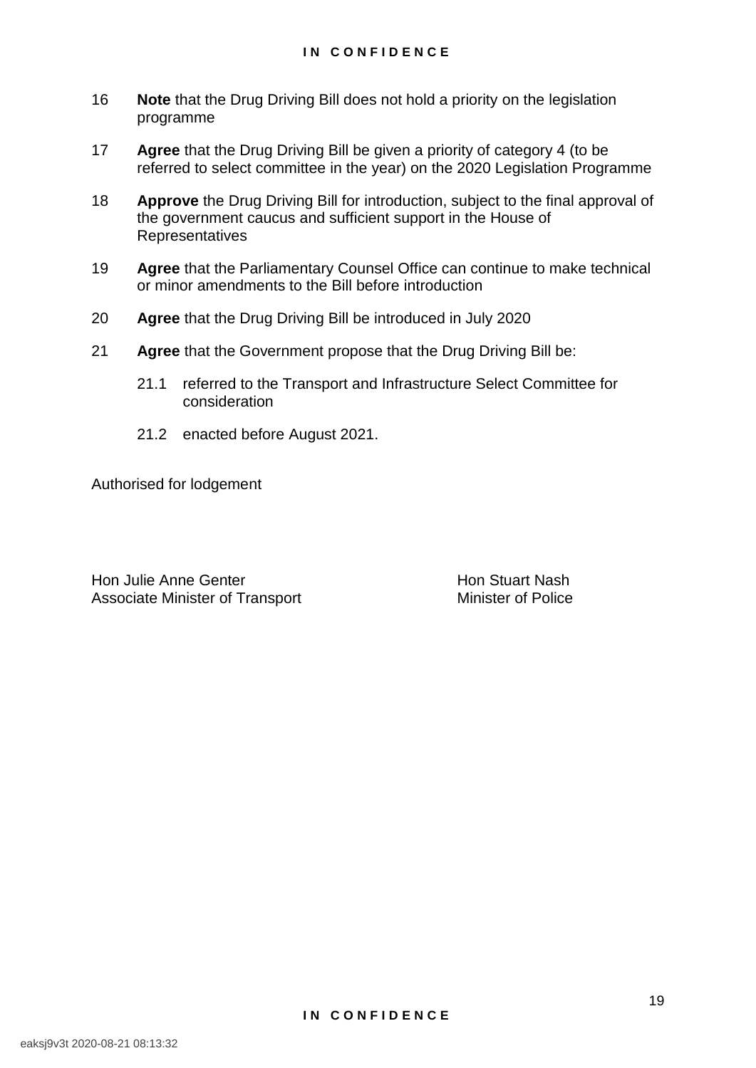16 **Note** that the Drug Driving Bill does not hold a priority on the legislation programme

17 **Agree** that the Drug Driving Bill be given a priority of category 4 (to be referred to select committee in the year) on the 2020 Legislation Programme

18 **Approve** the Drug Driving Bill for introduction, subject to the final approval of the government caucus and sufficient support in the House of Representatives

19 **Agree** that the Parliamentary Counsel Office can continue to make technical or minor amendments to the Bill before introduction

20 **Agree** that the Drug Driving Bill be introduced in July 2020

21 **Agree** that the Government propose that the Drug Driving Bill be:

 21.1 referred to the Transport and Infrastructure Select Committee for consideration

 21.2 enacted before August 2021.

Authorised for lodgement

Hon Julie Anne Genter
Associate Minister of Transport

Hon Stuart Nash
Minister of Police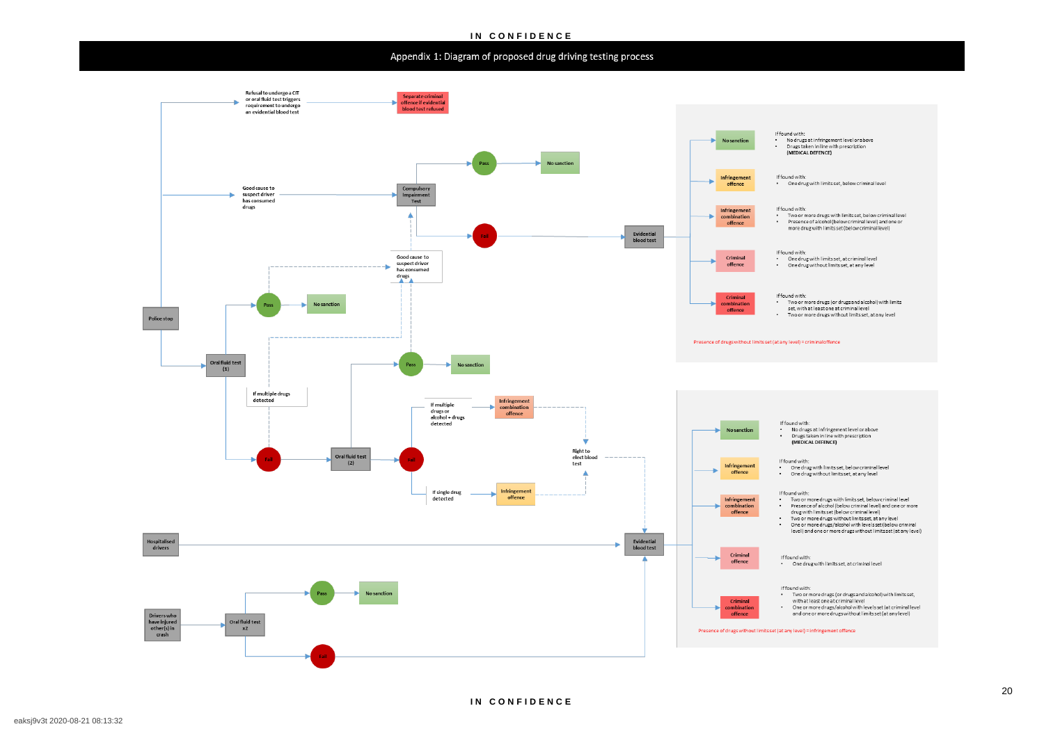# Appendix 1: Diagram of proposed drug driving testing process

**Police stop**

- Refusal to undergo a CIT or oral fluid test triggers requirement to undergo an evidential blood test → Separate criminal offence if evidential blood test refused
- Good cause to suspect driver has consumed drugs → Compulsory Impairment Test
  - Pass → No sanction
  - Fail → Evidential blood test
- Oral fluid test (1)
  - Pass → No sanction (Good cause to suspect driver has consumed drugs → Compulsory Impairment Test)
  - Fail (If multiple drugs detected → Good cause to suspect driver has consumed drugs) → Oral fluid test (2)
    - Pass → No sanction (Good cause to suspect driver has consumed drugs → Compulsory Impairment Test)
    - Fail
      - If multiple drugs or alcohol + drugs detected → Infringement combination offence → Right to elect blood test → Evidential blood test
      - If single drug detected → Infringement offence → Right to elect blood test → Evidential blood test

**Hospitalised drivers** → Evidential blood test

**Drivers who have injured other(s) in crash** → Oral fluid test x2

- Pass → No sanction
- Fail → Evidential blood test

**Evidential blood test (following Compulsory Impairment Test fail)**

- **No sanction** — If found with:
  - No drugs at infringement level or above
  - Drugs taken in line with prescription (MEDICAL DEFENCE)
- **Infringement offence** — If found with:
  - One drug with limits set, below criminal level
- **Infringement combination offence** — If found with:
  - Two or more drugs with limits set, below criminal level
  - Presence of alcohol (below criminal level) and one or more drug with limits set (below criminal level)
- **Criminal offence** — If found with:
  - One drug with limits set, at criminal level
  - One drug without limits set, at any level
- **Criminal combination offence** — If found with:
  - Two or more drugs (or drugs and alcohol) with limits set, with at least one at criminal level
  - Two or more drugs without limits set, at any level

Presence of drugs without limits set (at any level) = criminal offence

**Evidential blood test (other pathways)**

- **No sanction** — If found with:
  - No drugs at infringement level or above
  - Drugs taken in line with prescription (MEDICAL DEFENCE)
- **Infringement offence** — If found with:
  - One drug with limits set, below criminal level
  - One drug without limits set, at any level
- **Infringement combination offence** — If found with:
  - Two or more drugs with limits set, below criminal level
  - Presence of alcohol (below criminal level) and one or more drug with limits set (below criminal level)
  - Two or more drugs without limits set, at any level
  - One or more drugs/alcohol with levels set (below criminal level) and one or more drugs without limits set (at any level)
- **Criminal offence** — If found with:
  - One drug with limits set, at criminal level
- **Criminal combination offence** — If found with:
  - Two or more drugs (or drugs and alcohol) with limits set, with at least one at criminal level
  - One or more drugs/alcohol with levels set (at criminal level and one or more drugs without limits set (at any level)

Presence of drugs without limits set (at any level) = infringement offence

eaksj9v3t 2020-08-21 08:13:32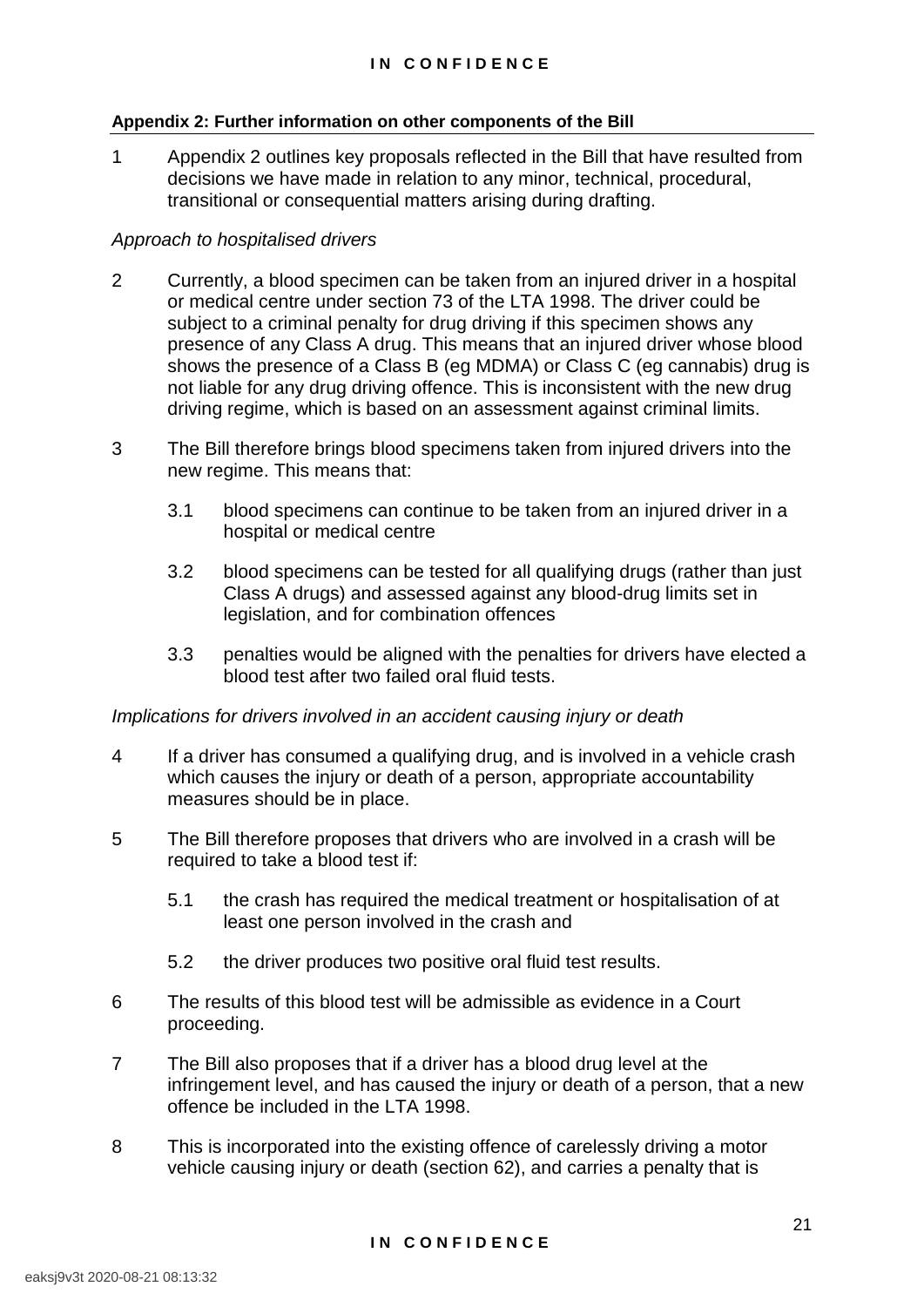**Appendix 2: Further information on other components of the Bill**

1. Appendix 2 outlines key proposals reflected in the Bill that have resulted from decisions we have made in relation to any minor, technical, procedural, transitional or consequential matters arising during drafting.

*Approach to hospitalised drivers*

2. Currently, a blood specimen can be taken from an injured driver in a hospital or medical centre under section 73 of the LTA 1998. The driver could be subject to a criminal penalty for drug driving if this specimen shows any presence of any Class A drug. This means that an injured driver whose blood shows the presence of a Class B (eg MDMA) or Class C (eg cannabis) drug is not liable for any drug driving offence. This is inconsistent with the new drug driving regime, which is based on an assessment against criminal limits.

3. The Bill therefore brings blood specimens taken from injured drivers into the new regime. This means that:

   3.1 blood specimens can continue to be taken from an injured driver in a hospital or medical centre

   3.2 blood specimens can be tested for all qualifying drugs (rather than just Class A drugs) and assessed against any blood-drug limits set in legislation, and for combination offences

   3.3 penalties would be aligned with the penalties for drivers have elected a blood test after two failed oral fluid tests.

*Implications for drivers involved in an accident causing injury or death*

4. If a driver has consumed a qualifying drug, and is involved in a vehicle crash which causes the injury or death of a person, appropriate accountability measures should be in place.

5. The Bill therefore proposes that drivers who are involved in a crash will be required to take a blood test if:

   5.1 the crash has required the medical treatment or hospitalisation of at least one person involved in the crash and

   5.2 the driver produces two positive oral fluid test results.

6. The results of this blood test will be admissible as evidence in a Court proceeding.

7. The Bill also proposes that if a driver has a blood drug level at the infringement level, and has caused the injury or death of a person, that a new offence be included in the LTA 1998.

8. This is incorporated into the existing offence of carelessly driving a motor vehicle causing injury or death (section 62), and carries a penalty that is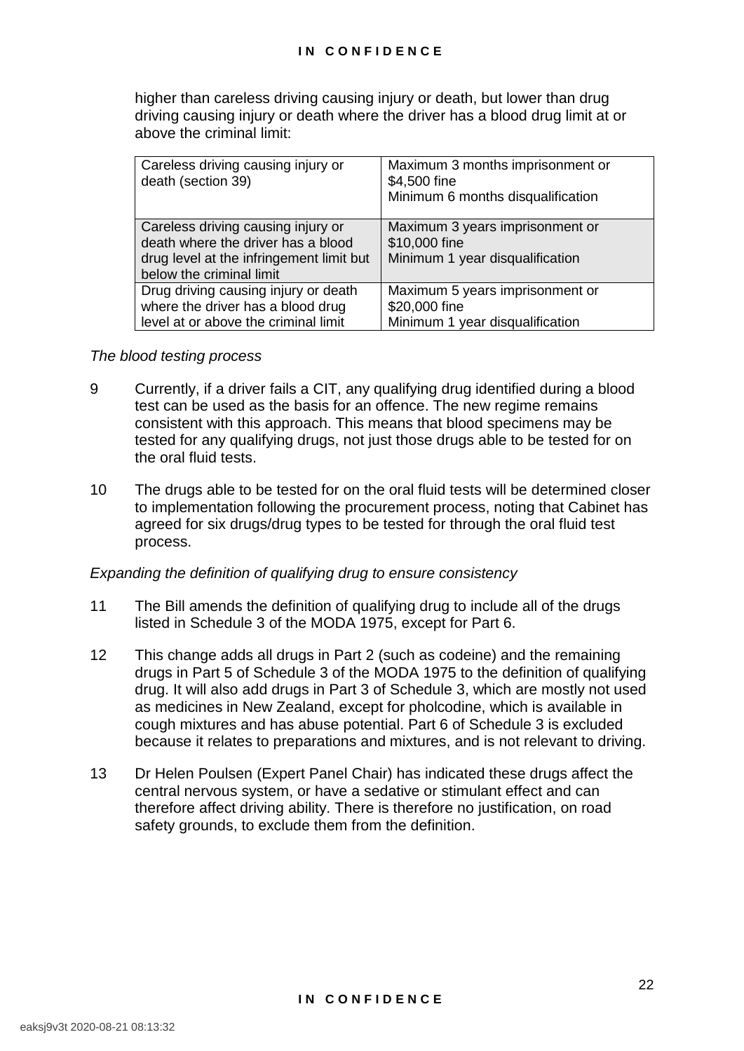higher than careless driving causing injury or death, but lower than drug driving causing injury or death where the driver has a blood drug limit at or above the criminal limit:

| | |
|---|---|
| Careless driving causing injury or death (section 39) | Maximum 3 months imprisonment or $4,500 fine<br>Minimum 6 months disqualification |
| Careless driving causing injury or death where the driver has a blood drug level at the infringement limit but below the criminal limit | Maximum 3 years imprisonment or $10,000 fine<br>Minimum 1 year disqualification |
| Drug driving causing injury or death where the driver has a blood drug level at or above the criminal limit | Maximum 5 years imprisonment or $20,000 fine<br>Minimum 1 year disqualification |

*The blood testing process*

9 Currently, if a driver fails a CIT, any qualifying drug identified during a blood test can be used as the basis for an offence. The new regime remains consistent with this approach. This means that blood specimens may be tested for any qualifying drugs, not just those drugs able to be tested for on the oral fluid tests.

10 The drugs able to be tested for on the oral fluid tests will be determined closer to implementation following the procurement process, noting that Cabinet has agreed for six drugs/drug types to be tested for through the oral fluid test process.

*Expanding the definition of qualifying drug to ensure consistency*

11 The Bill amends the definition of qualifying drug to include all of the drugs listed in Schedule 3 of the MODA 1975, except for Part 6.

12 This change adds all drugs in Part 2 (such as codeine) and the remaining drugs in Part 5 of Schedule 3 of the MODA 1975 to the definition of qualifying drug. It will also add drugs in Part 3 of Schedule 3, which are mostly not used as medicines in New Zealand, except for pholcodine, which is available in cough mixtures and has abuse potential. Part 6 of Schedule 3 is excluded because it relates to preparations and mixtures, and is not relevant to driving.

13 Dr Helen Poulsen (Expert Panel Chair) has indicated these drugs affect the central nervous system, or have a sedative or stimulant effect and can therefore affect driving ability. There is therefore no justification, on road safety grounds, to exclude them from the definition.